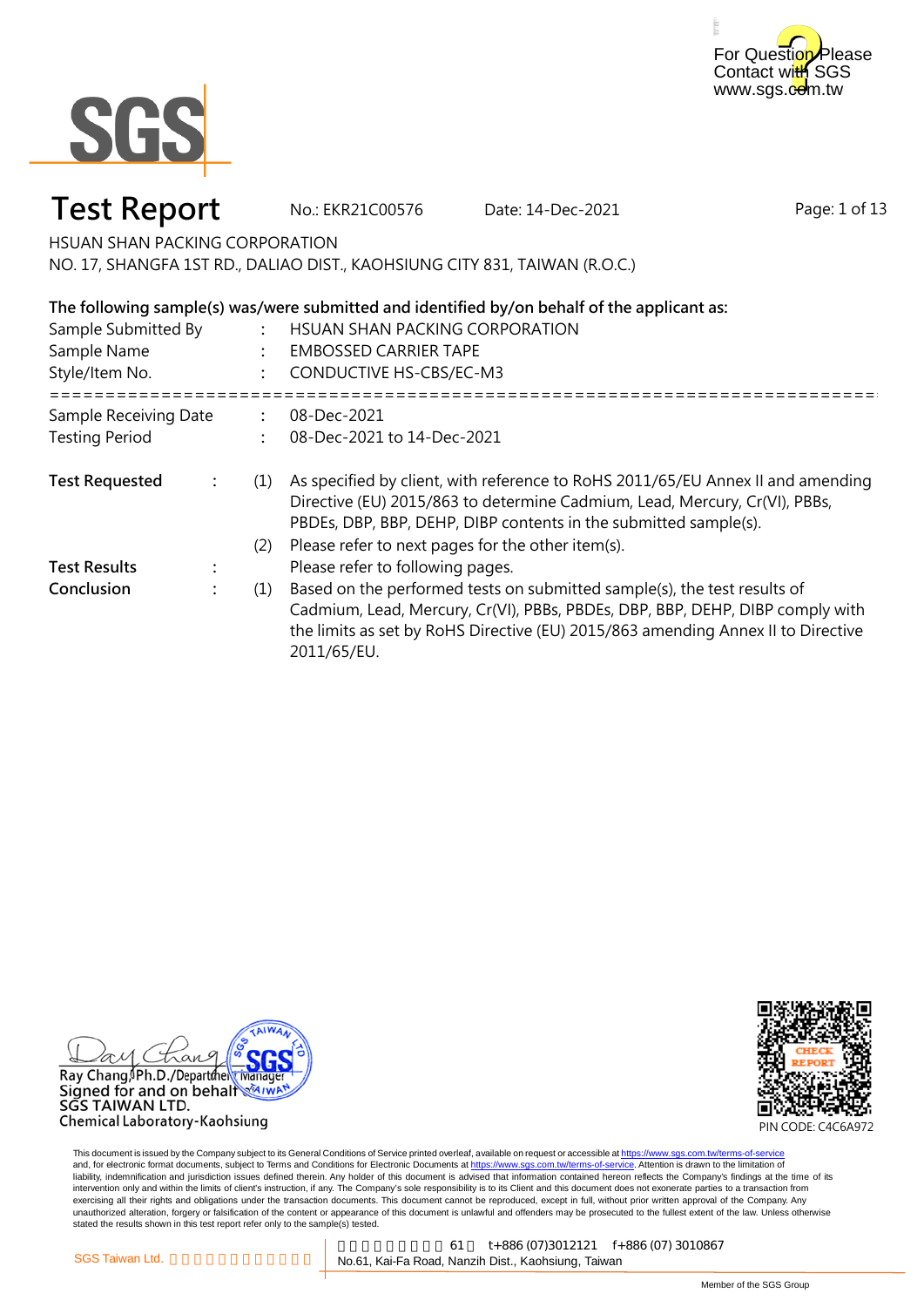For Question Please Contact with SGS
www.sgs.com.tw

# Test Report

No.: EKR21C00576 Date: 14-Dec-2021

HSUAN SHAN PACKING CORPORATION
NO. 17, SHANGFA 1ST RD., DALIAO DIST., KAOHSIUNG CITY 831, TAIWAN (R.O.C.)

**The following sample(s) was/were submitted and identified by/on behalf of the applicant as:**

Sample Submitted By : HSUAN SHAN PACKING CORPORATION
Sample Name : EMBOSSED CARRIER TAPE
Style/Item No. : CONDUCTIVE HS-CBS/EC-M3

============================================================================

Sample Receiving Date : 08-Dec-2021
Testing Period : 08-Dec-2021 to 14-Dec-2021

**Test Requested** : (1) As specified by client, with reference to RoHS 2011/65/EU Annex II and amending Directive (EU) 2015/863 to determine Cadmium, Lead, Mercury, Cr(VI), PBBs, PBDEs, DBP, BBP, DEHP, DIBP contents in the submitted sample(s).
(2) Please refer to next pages for the other item(s).

**Test Results** : Please refer to following pages.

**Conclusion** : (1) Based on the performed tests on submitted sample(s), the test results of Cadmium, Lead, Mercury, Cr(VI), PBBs, PBDEs, DBP, BBP, DEHP, DIBP comply with the limits as set by RoHS Directive (EU) 2015/863 amending Annex II to Directive 2011/65/EU.

Ray Chang, Ph.D./Department Manager
Signed for and on behalf of
SGS TAIWAN LTD.
Chemical Laboratory-Kaohsiung

CHECK REPORT
PIN CODE: C4C6A972

This document is issued by the Company subject to its General Conditions of Service printed overleaf, available on request or accessible at https://www.sgs.com.tw/terms-of-service and, for electronic format documents, subject to Terms and Conditions for Electronic Documents at https://www.sgs.com.tw/terms-of-service. Attention is drawn to the limitation of liability, indemnification and jurisdiction issues defined therein. Any holder of this document is advised that information contained hereon reflects the Company's findings at the time of its intervention only and within the limits of client's instruction, if any. The Company's sole responsibility is to its Client and this document does not exonerate parties to a transaction from exercising all their rights and obligations under the transaction documents. This document cannot be reproduced, except in full, without prior written approval of the Company. Any unauthorized alteration, forgery or falsification of the content or appearance of this document is unlawful and offenders may be prosecuted to the fullest extent of the law. Unless otherwise stated the results shown in this test report refer only to the sample(s) tested.

SGS Taiwan Ltd. | 61 t+886 (07)3012121 f+886 (07) 3010867
No.61, Kai-Fa Road, Nanzih Dist., Kaohsiung, Taiwan

Member of the SGS Group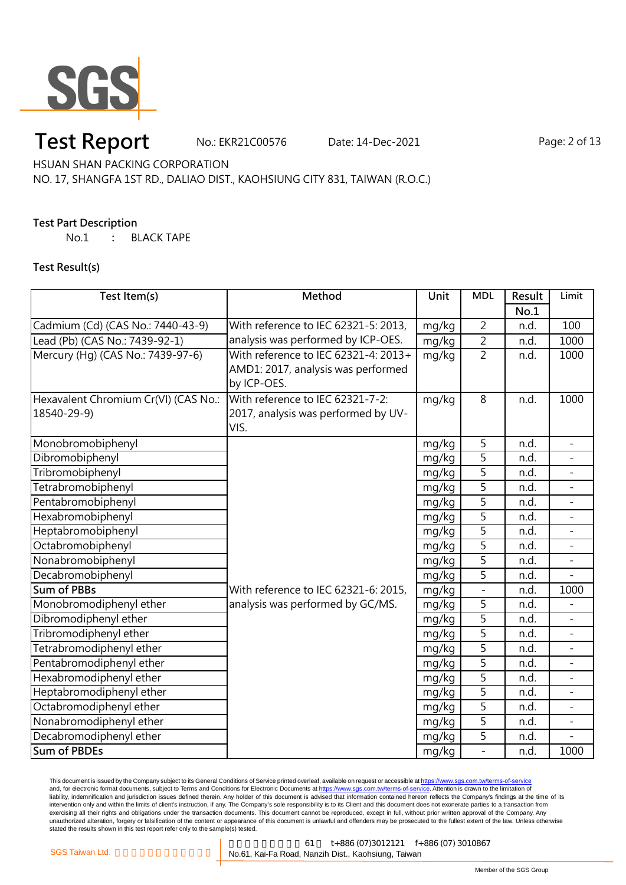# Test Report

No.: EKR21C00576 Date: 14-Dec-2021

HSUAN SHAN PACKING CORPORATION
NO. 17, SHANGFA 1ST RD., DALIAO DIST., KAOHSIUNG CITY 831, TAIWAN (R.O.C.)

**Test Part Description**

No.1 : BLACK TAPE

**Test Result(s)**

| Test Item(s) | Method | Unit | MDL | Result No.1 | Limit |
|---|---|---|---|---|---|
| Cadmium (Cd) (CAS No.: 7440-43-9) | With reference to IEC 62321-5: 2013, analysis was performed by ICP-OES. | mg/kg | 2 | n.d. | 100 |
| Lead (Pb) (CAS No.: 7439-92-1) | | mg/kg | 2 | n.d. | 1000 |
| Mercury (Hg) (CAS No.: 7439-97-6) | With reference to IEC 62321-4: 2013+ AMD1: 2017, analysis was performed by ICP-OES. | mg/kg | 2 | n.d. | 1000 |
| Hexavalent Chromium Cr(VI) (CAS No.: 18540-29-9) | With reference to IEC 62321-7-2: 2017, analysis was performed by UV-VIS. | mg/kg | 8 | n.d. | 1000 |
| Monobromobiphenyl | With reference to IEC 62321-6: 2015, analysis was performed by GC/MS. | mg/kg | 5 | n.d. | - |
| Dibromobiphenyl | | mg/kg | 5 | n.d. | - |
| Tribromobiphenyl | | mg/kg | 5 | n.d. | - |
| Tetrabromobiphenyl | | mg/kg | 5 | n.d. | - |
| Pentabromobiphenyl | | mg/kg | 5 | n.d. | - |
| Hexabromobiphenyl | | mg/kg | 5 | n.d. | - |
| Heptabromobiphenyl | | mg/kg | 5 | n.d. | - |
| Octabromobiphenyl | | mg/kg | 5 | n.d. | - |
| Nonabromobiphenyl | | mg/kg | 5 | n.d. | - |
| Decabromobiphenyl | | mg/kg | 5 | n.d. | - |
| **Sum of PBBs** | | mg/kg | - | n.d. | 1000 |
| Monobromodiphenyl ether | | mg/kg | 5 | n.d. | - |
| Dibromodiphenyl ether | | mg/kg | 5 | n.d. | - |
| Tribromodiphenyl ether | | mg/kg | 5 | n.d. | - |
| Tetrabromodiphenyl ether | | mg/kg | 5 | n.d. | - |
| Pentabromodiphenyl ether | | mg/kg | 5 | n.d. | - |
| Hexabromodiphenyl ether | | mg/kg | 5 | n.d. | - |
| Heptabromodiphenyl ether | | mg/kg | 5 | n.d. | - |
| Octabromodiphenyl ether | | mg/kg | 5 | n.d. | - |
| Nonabromodiphenyl ether | | mg/kg | 5 | n.d. | - |
| Decabromodiphenyl ether | | mg/kg | 5 | n.d. | - |
| **Sum of PBDEs** | | mg/kg | - | n.d. | 1000 |

This document is issued by the Company subject to its General Conditions of Service printed overleaf, available on request or accessible at https://www.sgs.com.tw/terms-of-service and, for electronic format documents, subject to Terms and Conditions for Electronic Documents at https://www.sgs.com.tw/terms-of-service. Attention is drawn to the limitation of liability, indemnification and jurisdiction issues defined therein. Any holder of this document is advised that information contained hereon reflects the Company's findings at the time of its intervention only and within the limits of client's instruction, if any. The Company's sole responsibility is to its Client and this document does not exonerate parties to a transaction from exercising all their rights and obligations under the transaction documents. This document cannot be reproduced, except in full, without prior written approval of the Company. Any unauthorized alteration, forgery or falsification of the content or appearance of this document is unlawful and offenders may be prosecuted to the fullest extent of the law. Unless otherwise stated the results shown in this test report refer only to the sample(s) tested.

SGS Taiwan Ltd. | No.61, Kai-Fa Road, Nanzih Dist., Kaohsiung, Taiwan | t+886 (07)3012121 f+886 (07) 3010867

Member of the SGS Group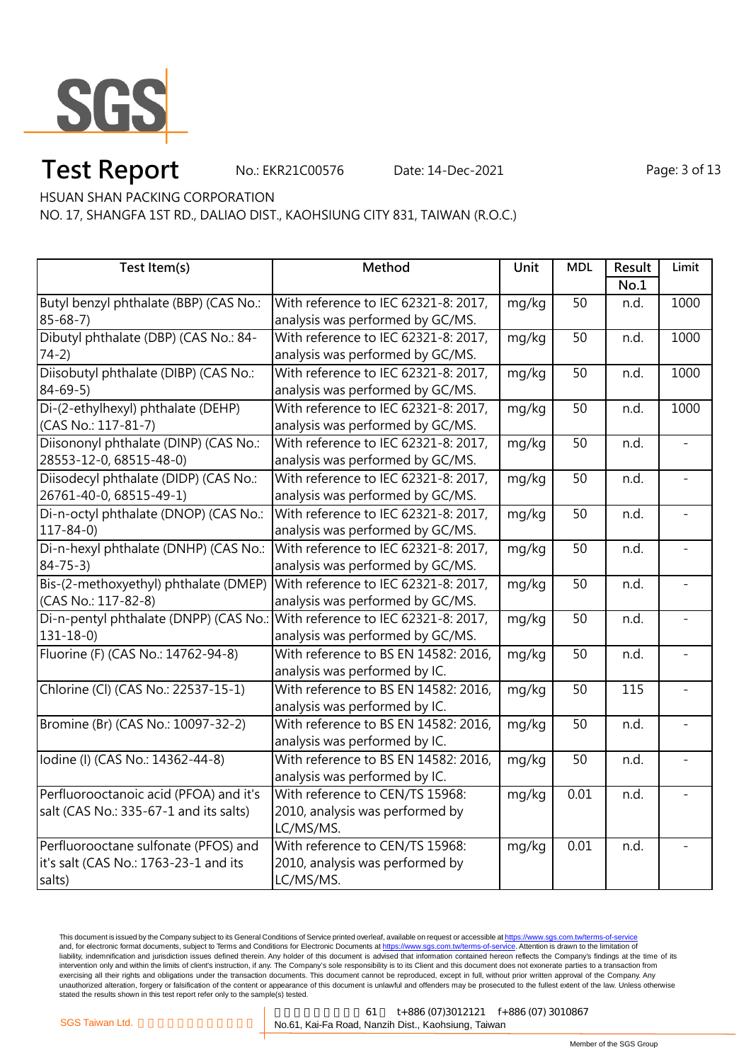HSUAN SHAN PACKING CORPORATION

NO. 17, SHANGFA 1ST RD., DALIAO DIST., KAOHSIUNG CITY 831, TAIWAN (R.O.C.)

| Test Item(s) | Method | Unit | MDL | Result No.1 | Limit |
|---|---|---|---|---|---|
| Butyl benzyl phthalate (BBP) (CAS No.: 85-68-7) | With reference to IEC 62321-8: 2017, analysis was performed by GC/MS. | mg/kg | 50 | n.d. | 1000 |
| Dibutyl phthalate (DBP) (CAS No.: 84-74-2) | With reference to IEC 62321-8: 2017, analysis was performed by GC/MS. | mg/kg | 50 | n.d. | 1000 |
| Diisobutyl phthalate (DIBP) (CAS No.: 84-69-5) | With reference to IEC 62321-8: 2017, analysis was performed by GC/MS. | mg/kg | 50 | n.d. | 1000 |
| Di-(2-ethylhexyl) phthalate (DEHP) (CAS No.: 117-81-7) | With reference to IEC 62321-8: 2017, analysis was performed by GC/MS. | mg/kg | 50 | n.d. | 1000 |
| Diisononyl phthalate (DINP) (CAS No.: 28553-12-0, 68515-48-0) | With reference to IEC 62321-8: 2017, analysis was performed by GC/MS. | mg/kg | 50 | n.d. | - |
| Diisodecyl phthalate (DIDP) (CAS No.: 26761-40-0, 68515-49-1) | With reference to IEC 62321-8: 2017, analysis was performed by GC/MS. | mg/kg | 50 | n.d. | - |
| Di-n-octyl phthalate (DNOP) (CAS No.: 117-84-0) | With reference to IEC 62321-8: 2017, analysis was performed by GC/MS. | mg/kg | 50 | n.d. | - |
| Di-n-hexyl phthalate (DNHP) (CAS No.: 84-75-3) | With reference to IEC 62321-8: 2017, analysis was performed by GC/MS. | mg/kg | 50 | n.d. | - |
| Bis-(2-methoxyethyl) phthalate (DMEP) (CAS No.: 117-82-8) | With reference to IEC 62321-8: 2017, analysis was performed by GC/MS. | mg/kg | 50 | n.d. | - |
| Di-n-pentyl phthalate (DNPP) (CAS No.: 131-18-0) | With reference to IEC 62321-8: 2017, analysis was performed by GC/MS. | mg/kg | 50 | n.d. | - |
| Fluorine (F) (CAS No.: 14762-94-8) | With reference to BS EN 14582: 2016, analysis was performed by IC. | mg/kg | 50 | n.d. | - |
| Chlorine (Cl) (CAS No.: 22537-15-1) | With reference to BS EN 14582: 2016, analysis was performed by IC. | mg/kg | 50 | 115 | - |
| Bromine (Br) (CAS No.: 10097-32-2) | With reference to BS EN 14582: 2016, analysis was performed by IC. | mg/kg | 50 | n.d. | - |
| Iodine (I) (CAS No.: 14362-44-8) | With reference to BS EN 14582: 2016, analysis was performed by IC. | mg/kg | 50 | n.d. | - |
| Perfluorooctanoic acid (PFOA) and it's salt (CAS No.: 335-67-1 and its salts) | With reference to CEN/TS 15968: 2010, analysis was performed by LC/MS/MS. | mg/kg | 0.01 | n.d. | - |
| Perfluorooctane sulfonate (PFOS) and it's salt (CAS No.: 1763-23-1 and its salts) | With reference to CEN/TS 15968: 2010, analysis was performed by LC/MS/MS. | mg/kg | 0.01 | n.d. | - |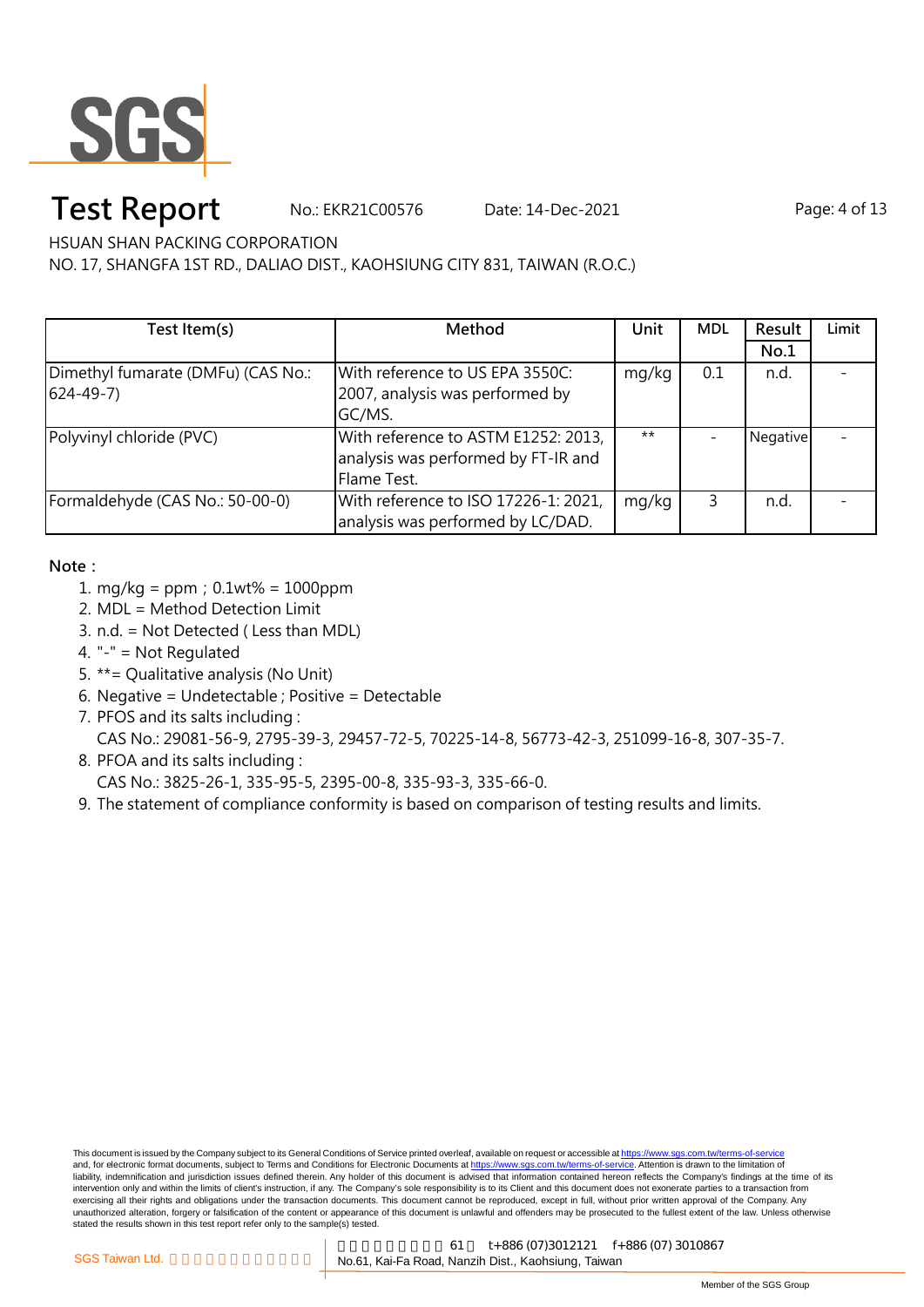# Test Report

No.: EKR21C00576 Date: 14-Dec-2021

HSUAN SHAN PACKING CORPORATION

NO. 17, SHANGFA 1ST RD., DALIAO DIST., KAOHSIUNG CITY 831, TAIWAN (R.O.C.)

| Test Item(s) | Method | Unit | MDL | Result | Limit |
|---|---|---|---|---|---|
| | | | | No.1 | |
| Dimethyl fumarate (DMFu) (CAS No.: 624-49-7) | With reference to US EPA 3550C: 2007, analysis was performed by GC/MS. | mg/kg | 0.1 | n.d. | - |
| Polyvinyl chloride (PVC) | With reference to ASTM E1252: 2013, analysis was performed by FT-IR and Flame Test. | ** | - | Negative | - |
| Formaldehyde (CAS No.: 50-00-0) | With reference to ISO 17226-1: 2021, analysis was performed by LC/DAD. | mg/kg | 3 | n.d. | - |

**Note：**

1. mg/kg = ppm；0.1wt% = 1000ppm
2. MDL = Method Detection Limit
3. n.d. = Not Detected ( Less than MDL)
4. "-" = Not Regulated
5. **= Qualitative analysis (No Unit)
6. Negative = Undetectable ; Positive = Detectable
7. PFOS and its salts including :
   CAS No.: 29081-56-9, 2795-39-3, 29457-72-5, 70225-14-8, 56773-42-3, 251099-16-8, 307-35-7.
8. PFOA and its salts including :
   CAS No.: 3825-26-1, 335-95-5, 2395-00-8, 335-93-3, 335-66-0.
9. The statement of compliance conformity is based on comparison of testing results and limits.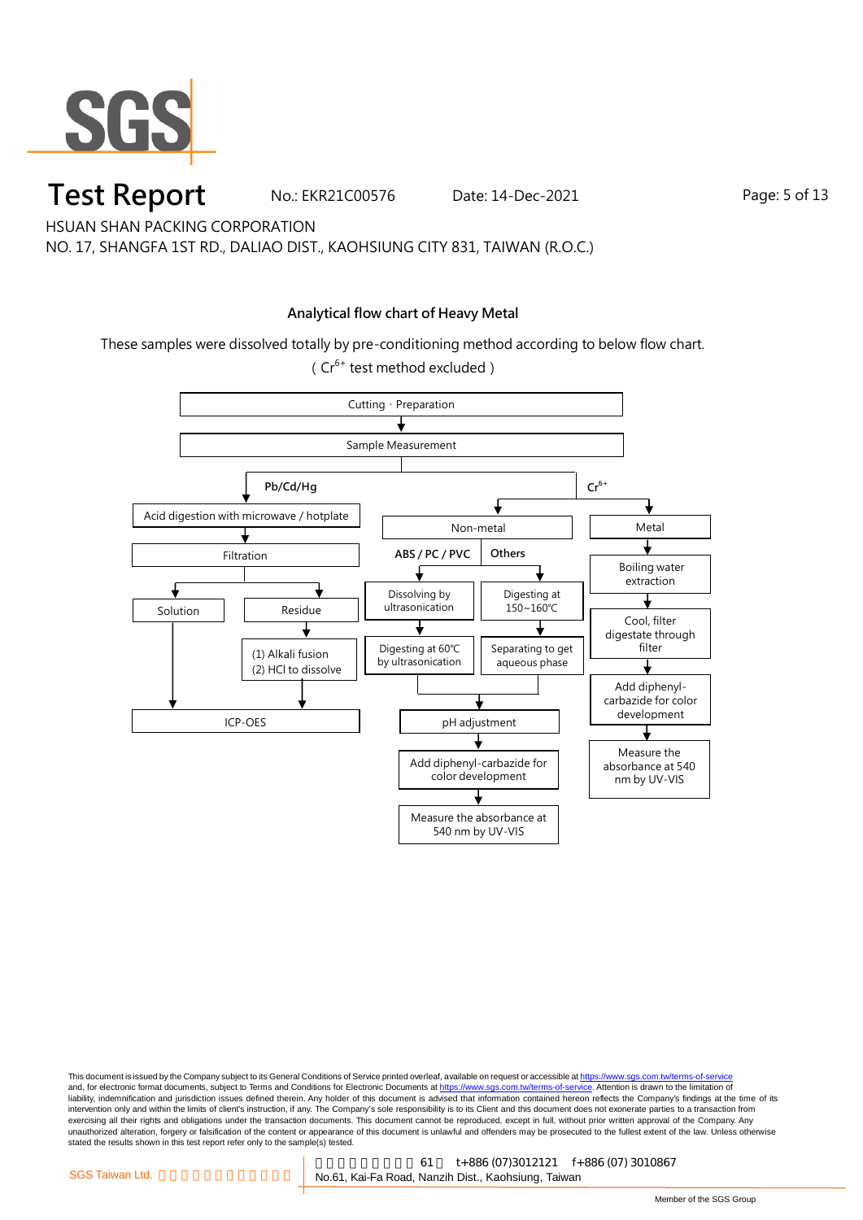# Test Report

No.: EKR21C00576 Date: 14-Dec-2021

HSUAN SHAN PACKING CORPORATION

NO. 17, SHANGFA 1ST RD., DALIAO DIST., KAOHSIUNG CITY 831, TAIWAN (R.O.C.)

## Analytical flow chart of Heavy Metal

These samples were dissolved totally by pre-conditioning method according to below flow chart.

( $Cr^{6+}$ test method excluded )

Cutting、Preparation
→ Sample Measurement

**Pb/Cd/Hg**
- Acid digestion with microwave / hotplate
- → Filtration
  - → Solution → ICP-OES
  - → Residue → (1) Alkali fusion (2) HCl to dissolve → ICP-OES

**$Cr^{6+}$**
- Non-metal
  - **ABS / PC / PVC**: Dissolving by ultrasonication → Digesting at 60℃ by ultrasonication → pH adjustment
  - **Others**: Digesting at 150~160℃ → Separating to get aqueous phase → pH adjustment
  - → Add diphenyl-carbazide for color development → Measure the absorbance at 540 nm by UV-VIS
- Metal
  - Boiling water extraction → Cool, filter digestate through filter → Add diphenyl-carbazide for color development → Measure the absorbance at 540 nm by UV-VIS

This document is issued by the Company subject to its General Conditions of Service printed overleaf, available on request or accessible at https://www.sgs.com.tw/terms-of-service and, for electronic format documents, subject to Terms and Conditions for Electronic Documents at https://www.sgs.com.tw/terms-of-service. Attention is drawn to the limitation of liability, indemnification and jurisdiction issues defined therein. Any holder of this document is advised that information contained hereon reflects the Company's findings at the time of its intervention only and within the limits of client's instruction, if any. The Company's sole responsibility is to its Client and this document does not exonerate parties to a transaction from exercising all their rights and obligations under the transaction documents. This document cannot be reproduced, except in full, without prior written approval of the Company. Any unauthorized alteration, forgery or falsification of the content or appearance of this document is unlawful and offenders may be prosecuted to the fullest extent of the law. Unless otherwise stated the results shown in this test report refer only to the sample(s) tested.

SGS Taiwan Ltd. 61 t+886 (07)3012121 f+886 (07) 3010867
No.61, Kai-Fa Road, Nanzih Dist., Kaohsiung, Taiwan

Member of the SGS Group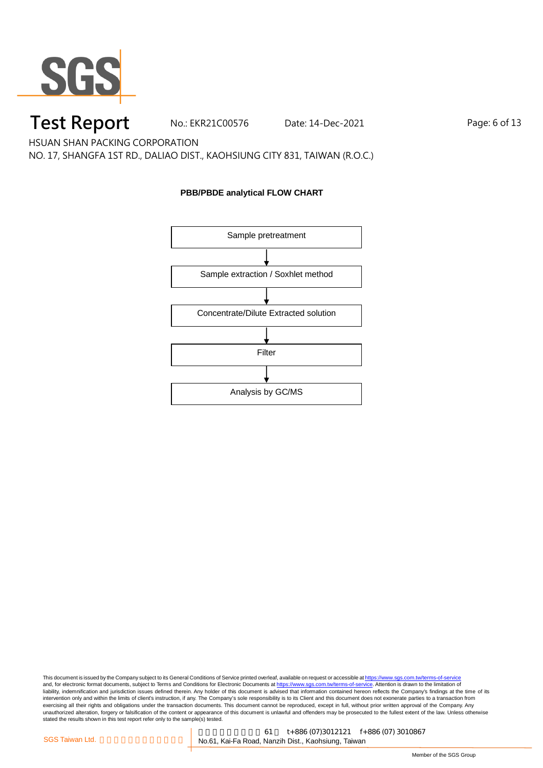**PBB/PBDE analytical FLOW CHART**

Sample pretreatment

↓

Sample extraction / Soxhlet method

↓

Concentrate/Dilute Extracted solution

↓

Filter

↓

Analysis by GC/MS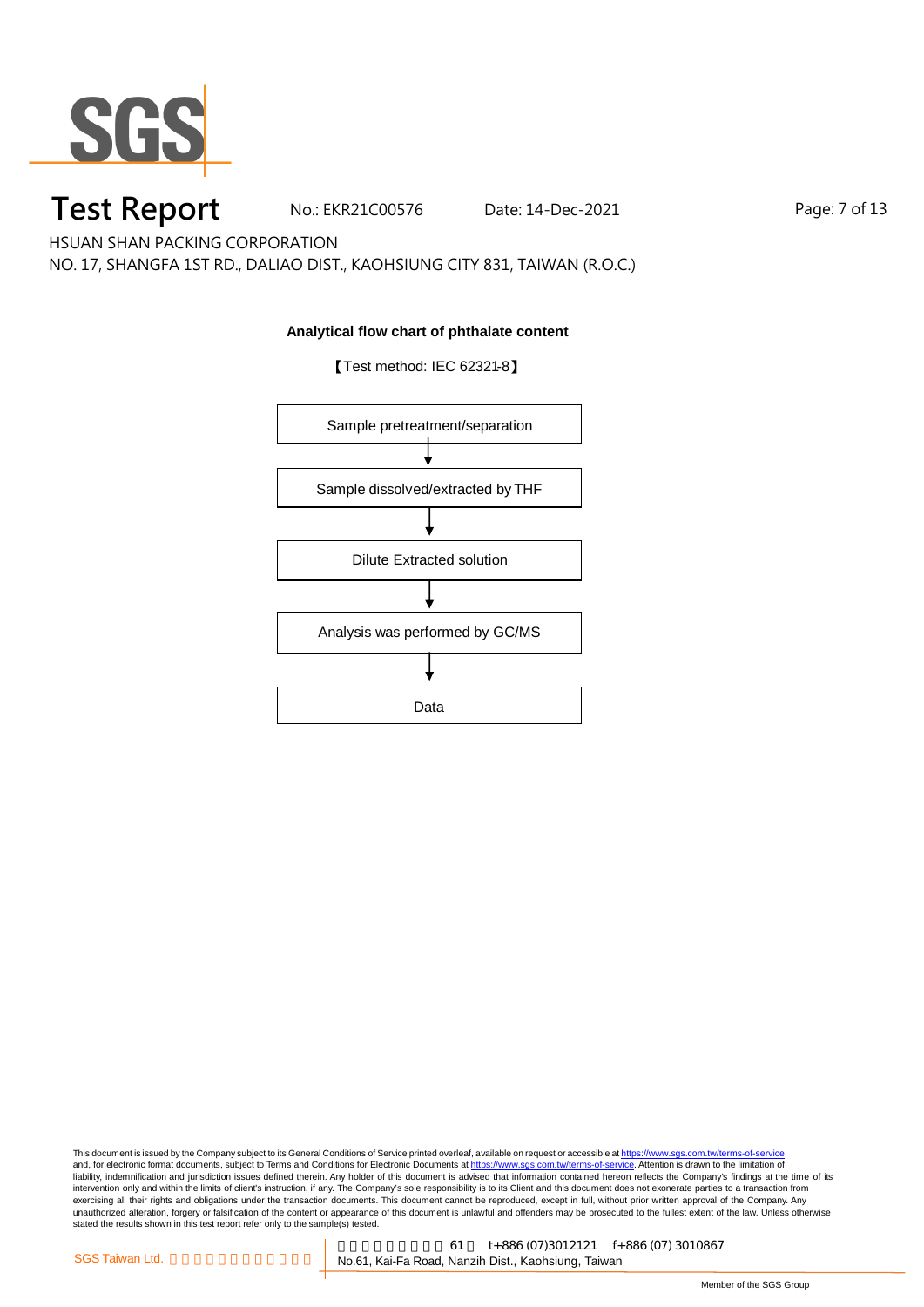**Analytical flow chart of phthalate content**

【Test method: IEC 62321-8】

Sample pretreatment/separation

↓

Sample dissolved/extracted by THF

↓

Dilute Extracted solution

↓

Analysis was performed by GC/MS

↓

Data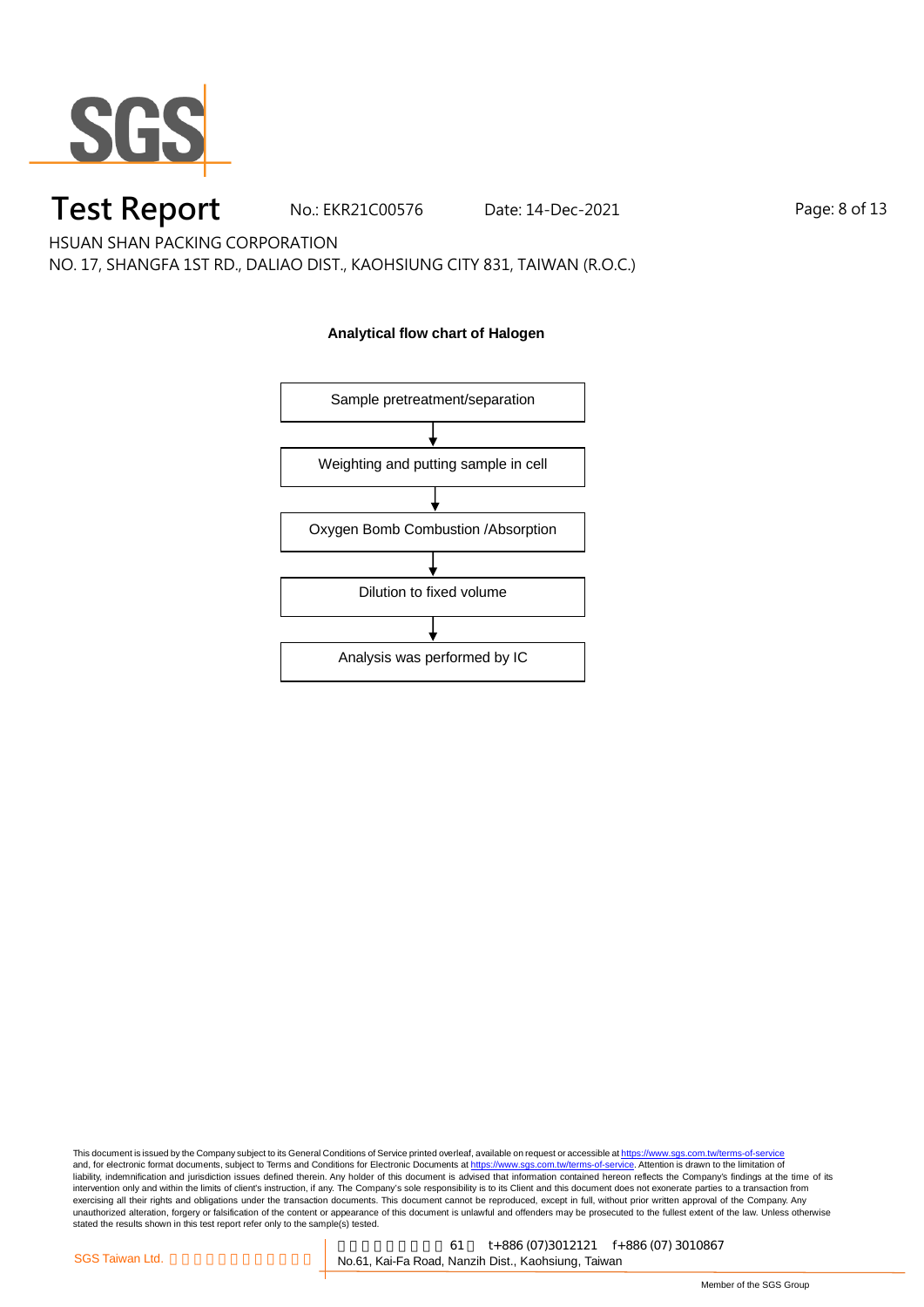# Test Report

No.: EKR21C00576 Date: 14-Dec-2021

HSUAN SHAN PACKING CORPORATION

NO. 17, SHANGFA 1ST RD., DALIAO DIST., KAOHSIUNG CITY 831, TAIWAN (R.O.C.)

**Analytical flow chart of Halogen**

Sample pretreatment/separation

↓

Weighting and putting sample in cell

↓

Oxygen Bomb Combustion /Absorption

↓

Dilution to fixed volume

↓

Analysis was performed by IC

This document is issued by the Company subject to its General Conditions of Service printed overleaf, available on request or accessible at https://www.sgs.com.tw/terms-of-service and, for electronic format documents, subject to Terms and Conditions for Electronic Documents at https://www.sgs.com.tw/terms-of-service. Attention is drawn to the limitation of liability, indemnification and jurisdiction issues defined therein. Any holder of this document is advised that information contained hereon reflects the Company's findings at the time of its intervention only and within the limits of client's instruction, if any. The Company's sole responsibility is to its Client and this document does not exonerate parties to a transaction from exercising all their rights and obligations under the transaction documents. This document cannot be reproduced, except in full, without prior written approval of the Company. Any unauthorized alteration, forgery or falsification of the content or appearance of this document is unlawful and offenders may be prosecuted to the fullest extent of the law. Unless otherwise stated the results shown in this test report refer only to the sample(s) tested.

SGS Taiwan Ltd. | No.61, Kai-Fa Road, Nanzih Dist., Kaohsiung, Taiwan t+886 (07)3012121 f+886 (07) 3010867

Member of the SGS Group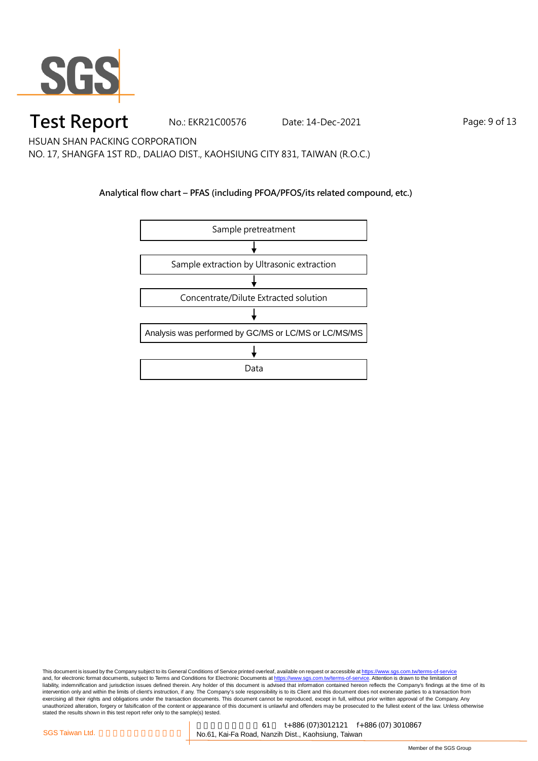**Analytical flow chart – PFAS (including PFOA/PFOS/its related compound, etc.)**

Sample pretreatment

↓

Sample extraction by Ultrasonic extraction

↓

Concentrate/Dilute Extracted solution

↓

Analysis was performed by GC/MS or LC/MS or LC/MS/MS

↓

Data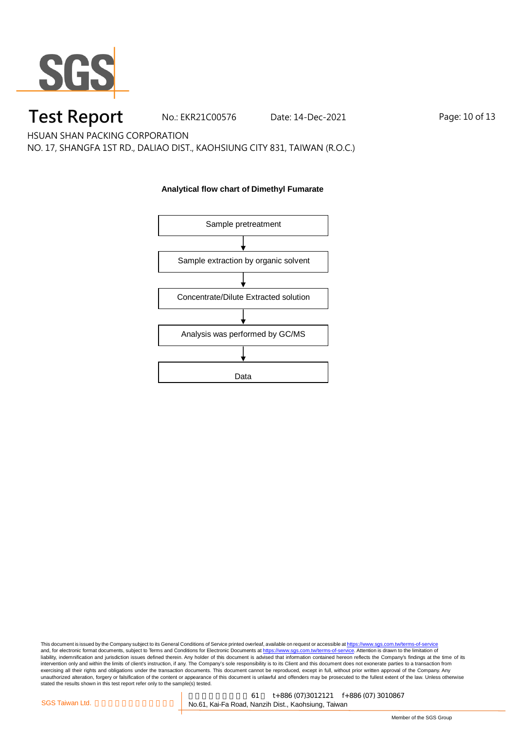# Test Report

No.: EKR21C00576 Date: 14-Dec-2021

HSUAN SHAN PACKING CORPORATION

NO. 17, SHANGFA 1ST RD., DALIAO DIST., KAOHSIUNG CITY 831, TAIWAN (R.O.C.)

**Analytical flow chart of Dimethyl Fumarate**

Sample pretreatment

↓

Sample extraction by organic solvent

↓

Concentrate/Dilute Extracted solution

↓

Analysis was performed by GC/MS

↓

Data

This document is issued by the Company subject to its General Conditions of Service printed overleaf, available on request or accessible at https://www.sgs.com.tw/terms-of-service and, for electronic format documents, subject to Terms and Conditions for Electronic Documents at https://www.sgs.com.tw/terms-of-service. Attention is drawn to the limitation of liability, indemnification and jurisdiction issues defined therein. Any holder of this document is advised that information contained hereon reflects the Company's findings at the time of its intervention only and within the limits of client's instruction, if any. The Company's sole responsibility is to its Client and this document does not exonerate parties to a transaction from exercising all their rights and obligations under the transaction documents. This document cannot be reproduced, except in full, without prior written approval of the Company. Any unauthorized alteration, forgery or falsification of the content or appearance of this document is unlawful and offenders may be prosecuted to the fullest extent of the law. Unless otherwise stated the results shown in this test report refer only to the sample(s) tested.

SGS Taiwan Ltd. | No.61, Kai-Fa Road, Nanzih Dist., Kaohsiung, Taiwan | t+886 (07)3012121 f+886 (07) 3010867

Member of the SGS Group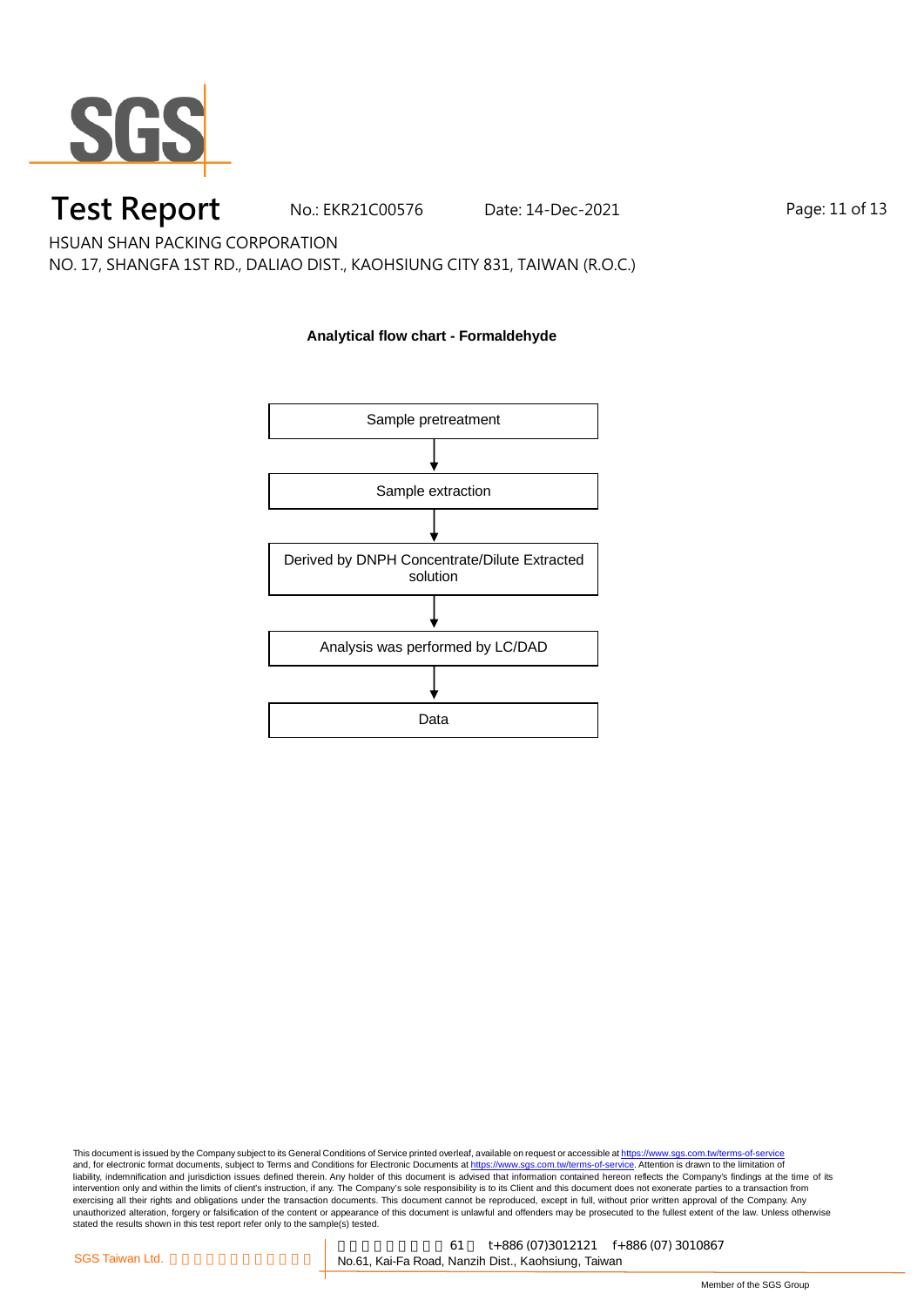**Analytical flow chart - Formaldehyde**

Sample pretreatment

↓

Sample extraction

↓

Derived by DNPH Concentrate/Dilute Extracted solution

↓

Analysis was performed by LC/DAD

↓

Data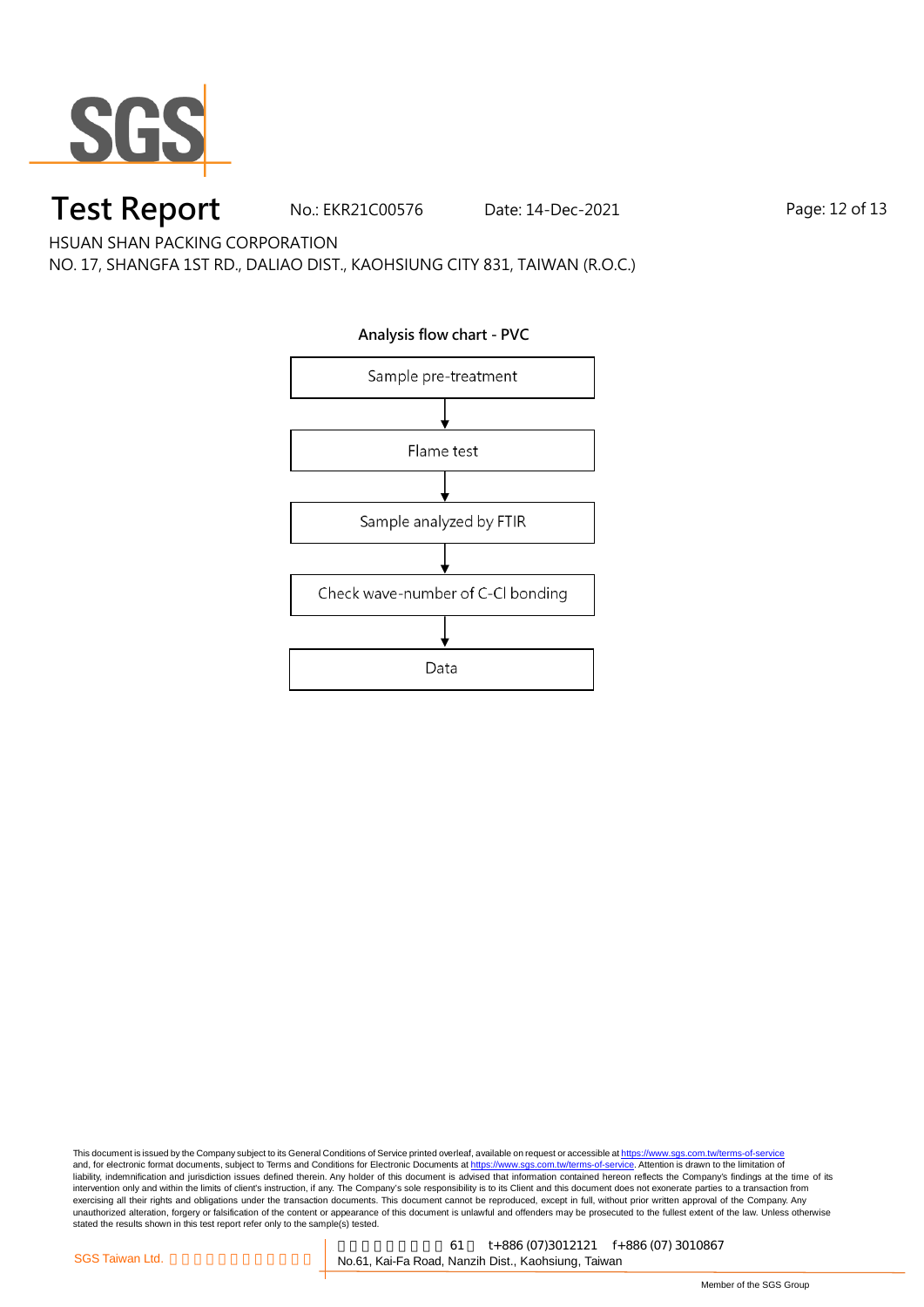# Test Report

No.: EKR21C00576 Date: 14-Dec-2021

HSUAN SHAN PACKING CORPORATION

NO. 17, SHANGFA 1ST RD., DALIAO DIST., KAOHSIUNG CITY 831, TAIWAN (R.O.C.)

**Analysis flow chart - PVC**

Sample pre-treatment

↓

Flame test

↓

Sample analyzed by FTIR

↓

Check wave-number of C-Cl bonding

↓

Data

This document is issued by the Company subject to its General Conditions of Service printed overleaf, available on request or accessible at https://www.sgs.com.tw/terms-of-service and, for electronic format documents, subject to Terms and Conditions for Electronic Documents at https://www.sgs.com.tw/terms-of-service. Attention is drawn to the limitation of liability, indemnification and jurisdiction issues defined therein. Any holder of this document is advised that information contained hereon reflects the Company's findings at the time of its intervention only and within the limits of client's instruction, if any. The Company's sole responsibility is to its Client and this document does not exonerate parties to a transaction from exercising all their rights and obligations under the transaction documents. This document cannot be reproduced, except in full, without prior written approval of the Company. Any unauthorized alteration, forgery or falsification of the content or appearance of this document is unlawful and offenders may be prosecuted to the fullest extent of the law. Unless otherwise stated the results shown in this test report refer only to the sample(s) tested.

SGS Taiwan Ltd. | No.61, Kai-Fa Road, Nanzih Dist., Kaohsiung, Taiwan t+886 (07)3012121 f+886 (07) 3010867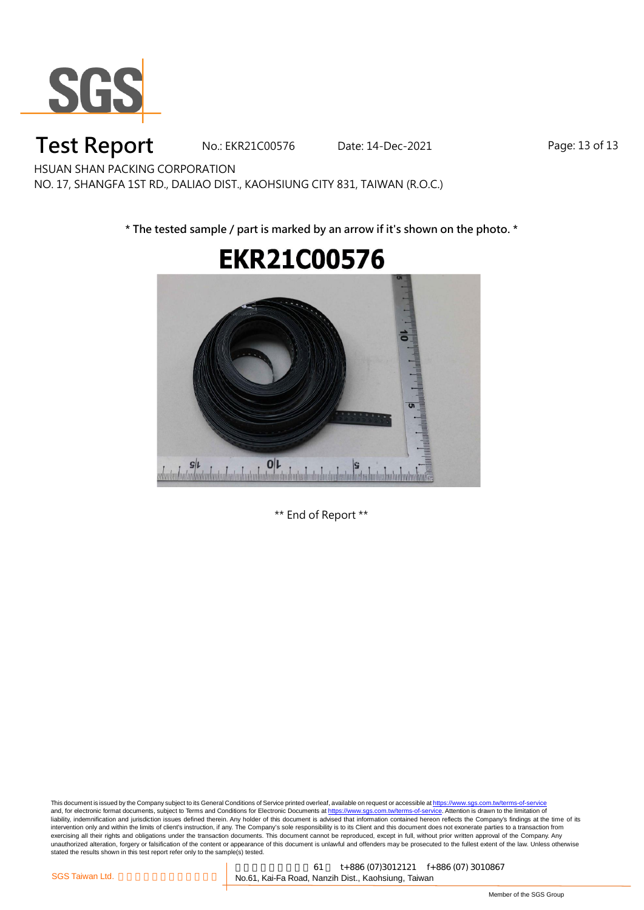* The tested sample / part is marked by an arrow if it's shown on the photo. *

**EKR21C00576**

** End of Report **

This document is issued by the Company subject to its General Conditions of Service printed overleaf, available on request or accessible at https://www.sgs.com.tw/terms-of-service and, for electronic format documents, subject to Terms and Conditions for Electronic Documents at https://www.sgs.com.tw/terms-of-service. Attention is drawn to the limitation of liability, indemnification and jurisdiction issues defined therein. Any holder of this document is advised that information contained hereon reflects the Company's findings at the time of its intervention only and within the limits of client's instruction, if any. The Company's sole responsibility is to its Client and this document does not exonerate parties to a transaction from exercising all their rights and obligations under the transaction documents. This document cannot be reproduced, except in full, without prior written approval of the Company. Any unauthorized alteration, forgery or falsification of the content or appearance of this document is unlawful and offenders may be prosecuted to the fullest extent of the law. Unless otherwise stated the results shown in this test report refer only to the sample(s) tested.